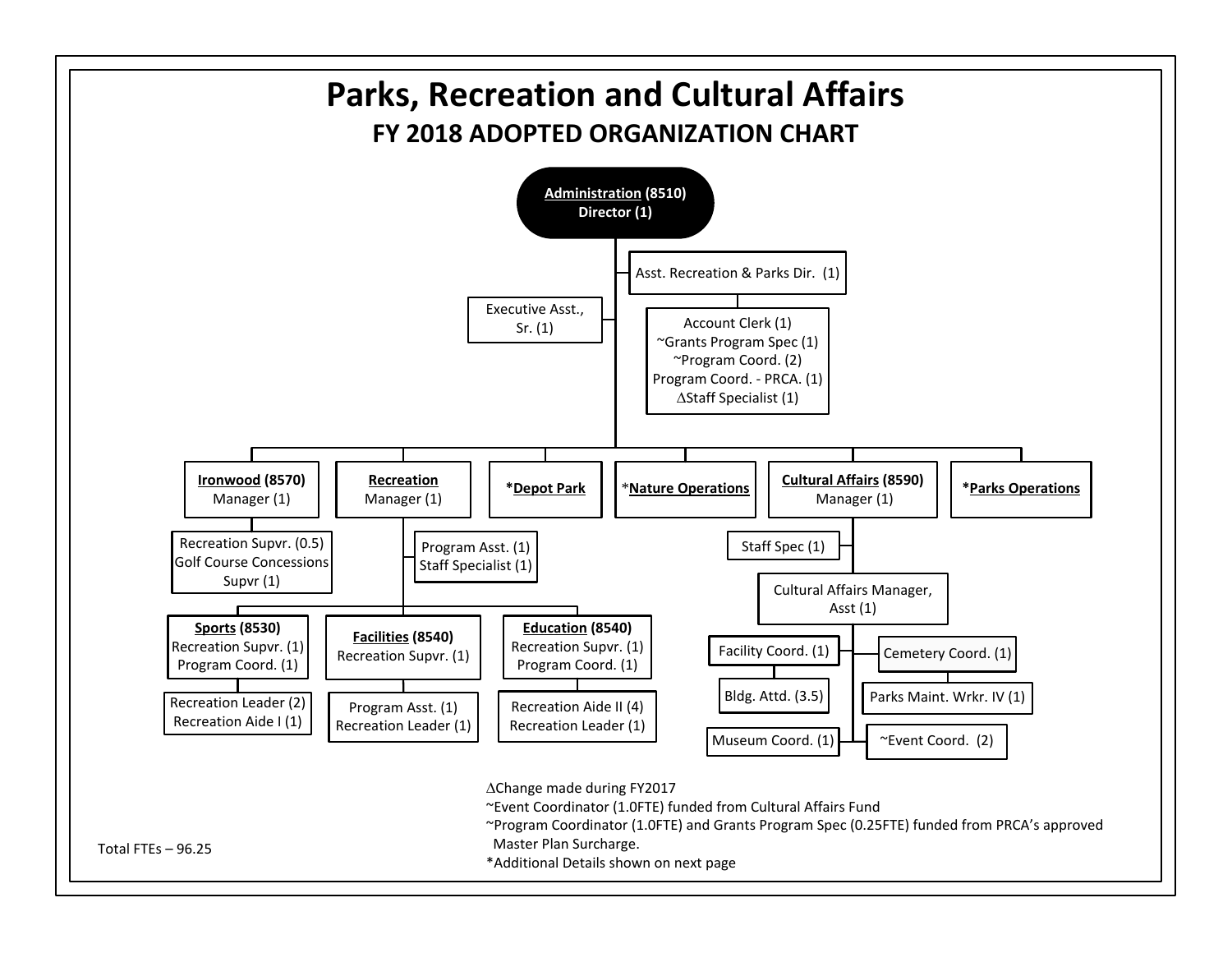# Parks, Recreation and Cultural Affairs

## FY 2018 ADOPTED ORGANIZATION CHART

**Administration (8510)**
**Director (1)**

- Executive Asst., Sr. (1)
- Asst. Recreation & Parks Dir. (1)
  - Account Clerk (1)
  - ~Grants Program Spec (1)
  - ~Program Coord. (2)
  - Program Coord. - PRCA. (1)
  - ∆Staff Specialist (1)

**Ironwood (8570)**
Manager (1)

- Recreation Supvr. (0.5)
- Golf Course Concessions Supvr (1)

**Recreation**
Manager (1)

- Program Asst. (1)
- Staff Specialist (1)
- **Sports (8530)**
  - Recreation Supvr. (1)
  - Program Coord. (1)
    - Recreation Leader (2)
    - Recreation Aide I (1)
- **Facilities (8540)**
  - Recreation Supvr. (1)
    - Program Asst. (1)
    - Recreation Leader (1)
- **Education (8540)**
  - Recreation Supvr. (1)
  - Program Coord. (1)
    - Recreation Aide II (4)
    - Recreation Leader (1)

***Depot Park**

***Nature Operations**

**Cultural Affairs (8590)**
Manager (1)

- Staff Spec (1)
- Cultural Affairs Manager, Asst (1)
  - Facility Coord. (1)
    - Bldg. Attd. (3.5)
  - Museum Coord. (1)
  - Cemetery Coord. (1)
    - Parks Maint. Wrkr. IV (1)
  - ~Event Coord. (2)

***Parks Operations**

∆Change made during FY2017
~Event Coordinator (1.0FTE) funded from Cultural Affairs Fund
~Program Coordinator (1.0FTE) and Grants Program Spec (0.25FTE) funded from PRCA's approved Master Plan Surcharge.
*Additional Details shown on next page

Total FTEs – 96.25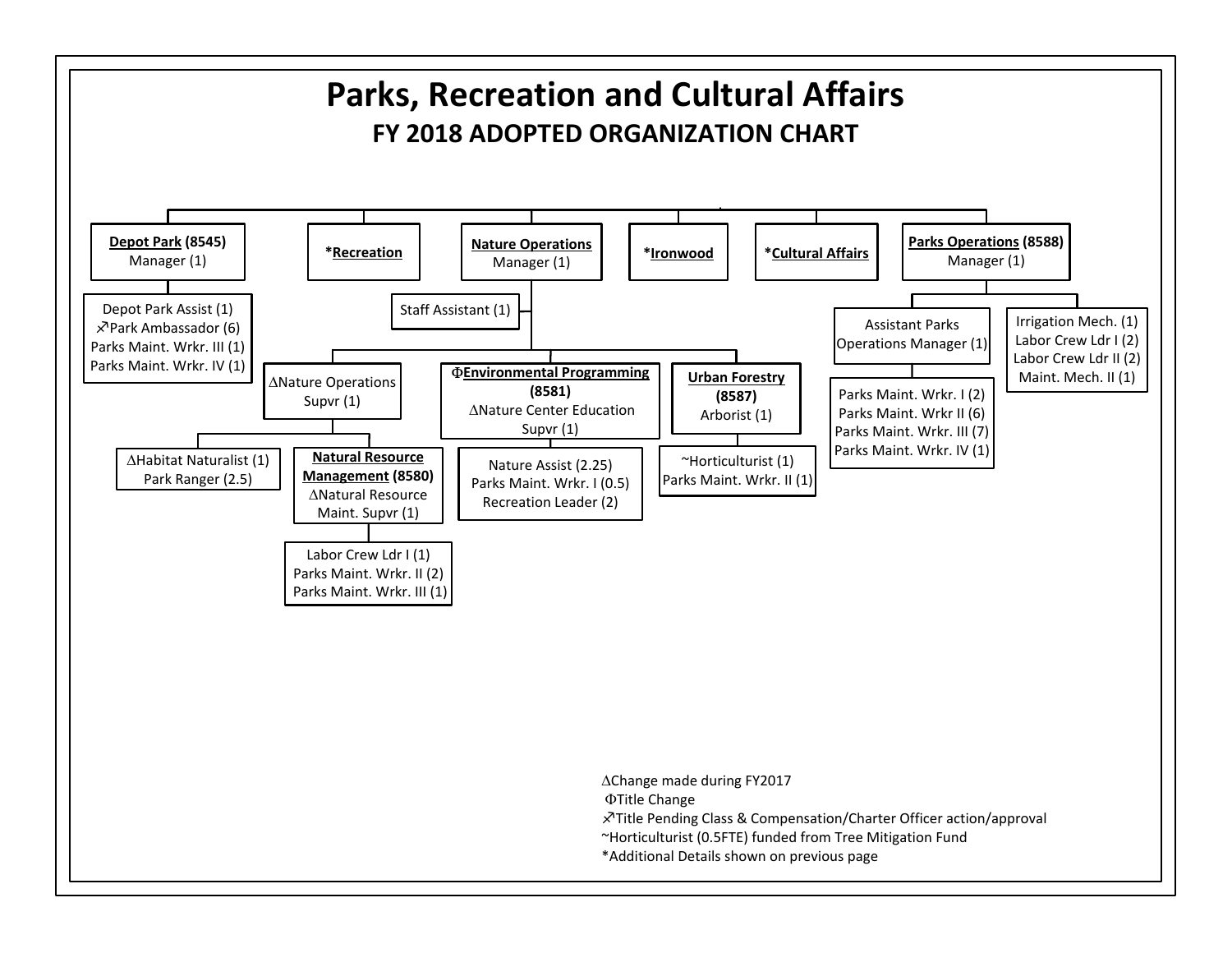# Parks, Recreation and Cultural Affairs

## FY 2018 ADOPTED ORGANIZATION CHART

**Depot Park (8545)**
Manager (1)

- Depot Park Assist (1)
- ♐Park Ambassador (6)
- Parks Maint. Wrkr. III (1)
- Parks Maint. Wrkr. IV (1)

***Recreation**

**Nature Operations**
Manager (1)

- Staff Assistant (1)

ΔNature Operations Supvr (1)

- ΔHabitat Naturalist (1)
- Park Ranger (2.5)

**Natural Resource Management (8580)**
ΔNatural Resource Maint. Supvr (1)

- Labor Crew Ldr I (1)
- Parks Maint. Wrkr. II (2)
- Parks Maint. Wrkr. III (1)

Φ**Environmental Programming (8581)**
ΔNature Center Education Supvr (1)

- Nature Assist (2.25)
- Parks Maint. Wrkr. I (0.5)
- Recreation Leader (2)

**Urban Forestry (8587)**
Arborist (1)

- ~Horticulturist (1)
- Parks Maint. Wrkr. II (1)

***Ironwood**

***Cultural Affairs**

**Parks Operations (8588)**
Manager (1)

Assistant Parks Operations Manager (1)

- Parks Maint. Wrkr. I (2)
- Parks Maint. Wrkr II (6)
- Parks Maint. Wrkr. III (7)
- Parks Maint. Wrkr. IV (1)

- Irrigation Mech. (1)
- Labor Crew Ldr I (2)
- Labor Crew Ldr II (2)
- Maint. Mech. II (1)

ΔChange made during FY2017
ΦTitle Change
♐Title Pending Class & Compensation/Charter Officer action/approval
~Horticulturist (0.5FTE) funded from Tree Mitigation Fund
*Additional Details shown on previous page